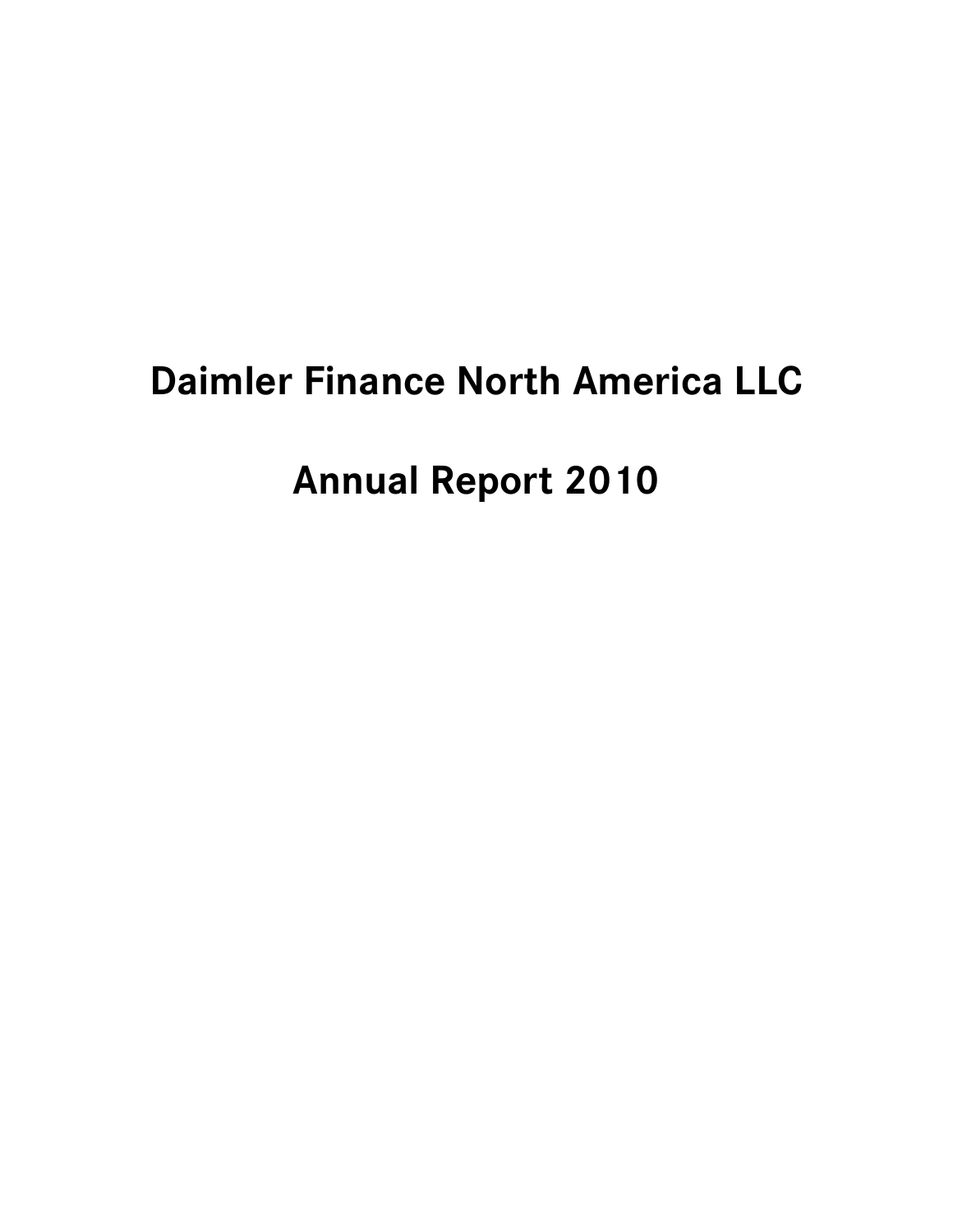# Daimler Finance North America LLC

# Annual Report 2010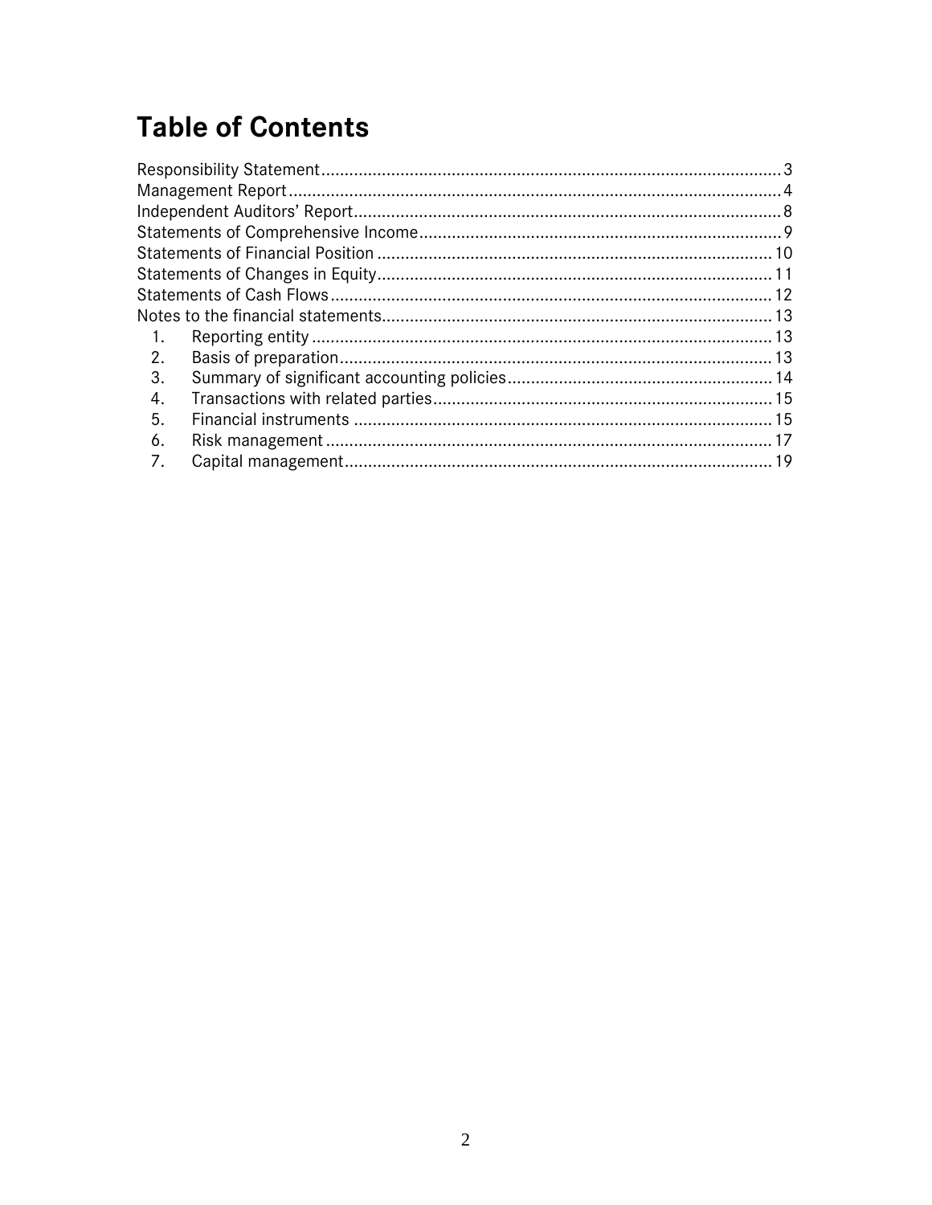# Table of Contents

Responsibility Statement ........................................................................ 3
Management Report ................................................................................ 4
Independent Auditors' Report .................................................................. 8
Statements of Comprehensive Income ..................................................... 9
Statements of Financial Position ............................................................ 10
Statements of Changes in Equity ............................................................ 11
Statements of Cash Flows ...................................................................... 12
Notes to the financial statements ............................................................ 13

1. Reporting entity ................................................................................ 13
2. Basis of preparation .......................................................................... 13
3. Summary of significant accounting policies ........................................ 14
4. Transactions with related parties ........................................................ 15
5. Financial instruments ......................................................................... 15
6. Risk management .............................................................................. 17
7. Capital management .......................................................................... 19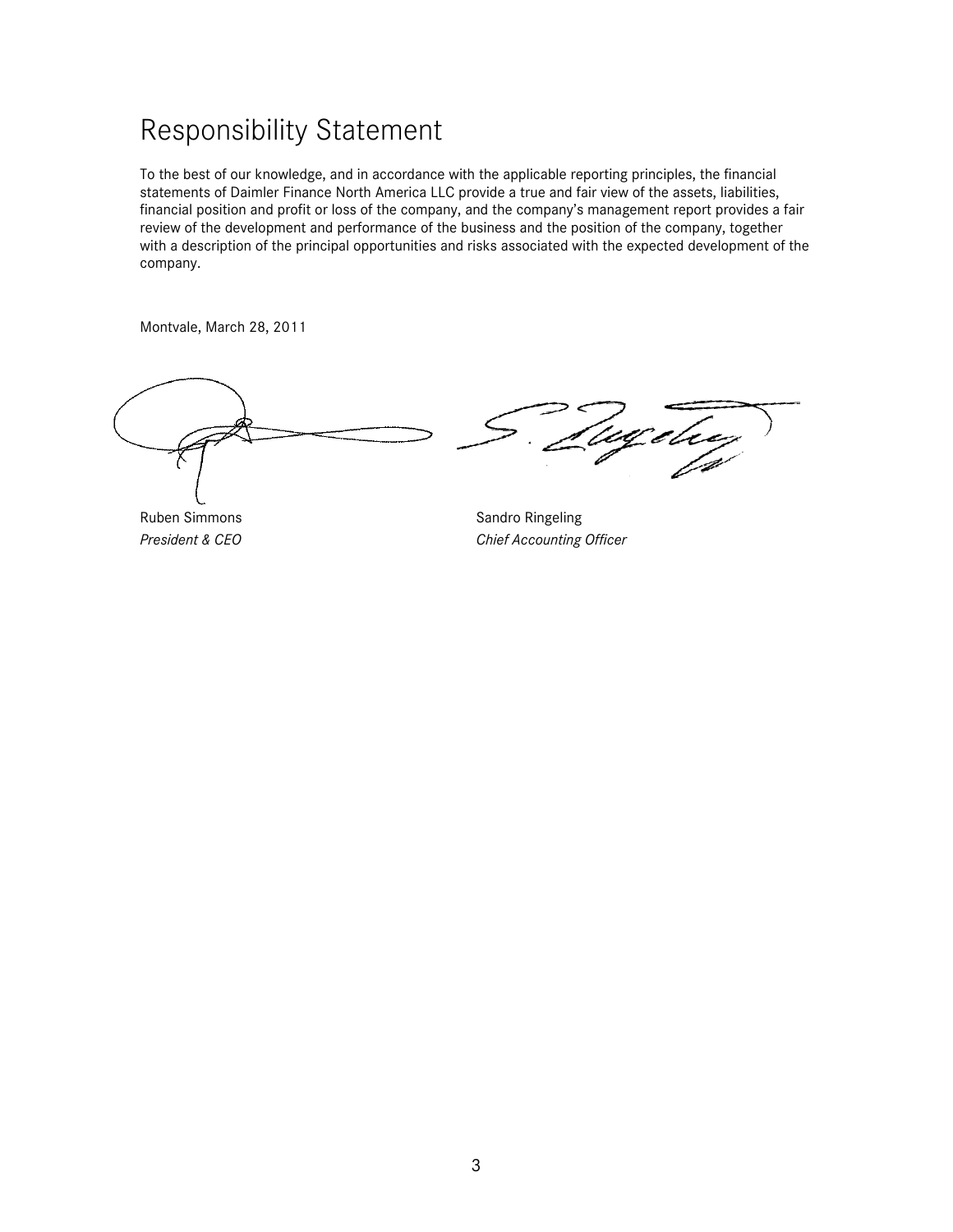# Responsibility Statement

To the best of our knowledge, and in accordance with the applicable reporting principles, the financial statements of Daimler Finance North America LLC provide a true and fair view of the assets, liabilities, financial position and profit or loss of the company, and the company's management report provides a fair review of the development and performance of the business and the position of the company, together with a description of the principal opportunities and risks associated with the expected development of the company.

Montvale, March 28, 2011

Ruben Simmons
*President & CEO*

Sandro Ringeling
*Chief Accounting Officer*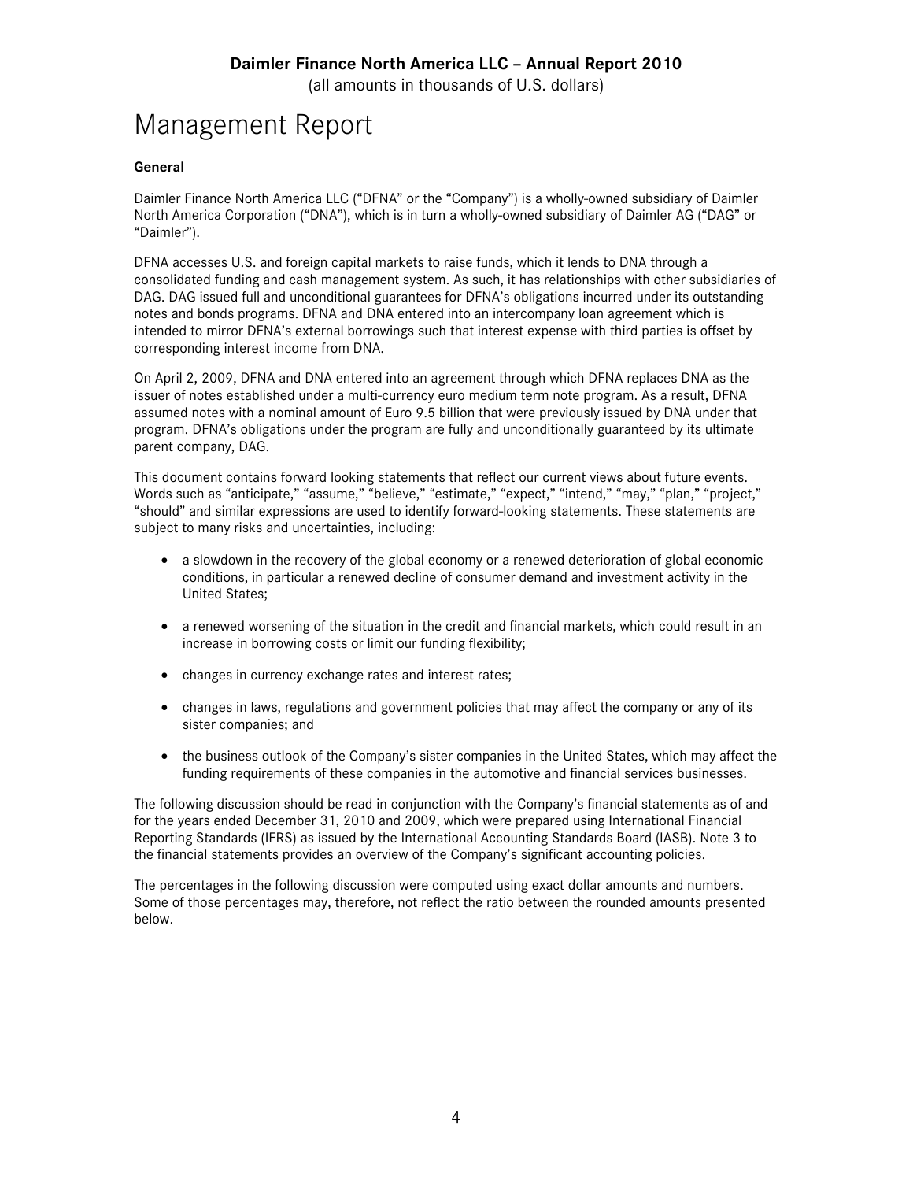# Management Report

**General**

Daimler Finance North America LLC ("DFNA" or the "Company") is a wholly-owned subsidiary of Daimler North America Corporation ("DNA"), which is in turn a wholly-owned subsidiary of Daimler AG ("DAG" or "Daimler").

DFNA accesses U.S. and foreign capital markets to raise funds, which it lends to DNA through a consolidated funding and cash management system. As such, it has relationships with other subsidiaries of DAG. DAG issued full and unconditional guarantees for DFNA's obligations incurred under its outstanding notes and bonds programs. DFNA and DNA entered into an intercompany loan agreement which is intended to mirror DFNA's external borrowings such that interest expense with third parties is offset by corresponding interest income from DNA.

On April 2, 2009, DFNA and DNA entered into an agreement through which DFNA replaces DNA as the issuer of notes established under a multi-currency euro medium term note program. As a result, DFNA assumed notes with a nominal amount of Euro 9.5 billion that were previously issued by DNA under that program. DFNA's obligations under the program are fully and unconditionally guaranteed by its ultimate parent company, DAG.

This document contains forward looking statements that reflect our current views about future events. Words such as "anticipate," "assume," "believe," "estimate," "expect," "intend," "may," "plan," "project," "should" and similar expressions are used to identify forward-looking statements. These statements are subject to many risks and uncertainties, including:

- a slowdown in the recovery of the global economy or a renewed deterioration of global economic conditions, in particular a renewed decline of consumer demand and investment activity in the United States;
- a renewed worsening of the situation in the credit and financial markets, which could result in an increase in borrowing costs or limit our funding flexibility;
- changes in currency exchange rates and interest rates;
- changes in laws, regulations and government policies that may affect the company or any of its sister companies; and
- the business outlook of the Company's sister companies in the United States, which may affect the funding requirements of these companies in the automotive and financial services businesses.

The following discussion should be read in conjunction with the Company's financial statements as of and for the years ended December 31, 2010 and 2009, which were prepared using International Financial Reporting Standards (IFRS) as issued by the International Accounting Standards Board (IASB). Note 3 to the financial statements provides an overview of the Company's significant accounting policies.

The percentages in the following discussion were computed using exact dollar amounts and numbers. Some of those percentages may, therefore, not reflect the ratio between the rounded amounts presented below.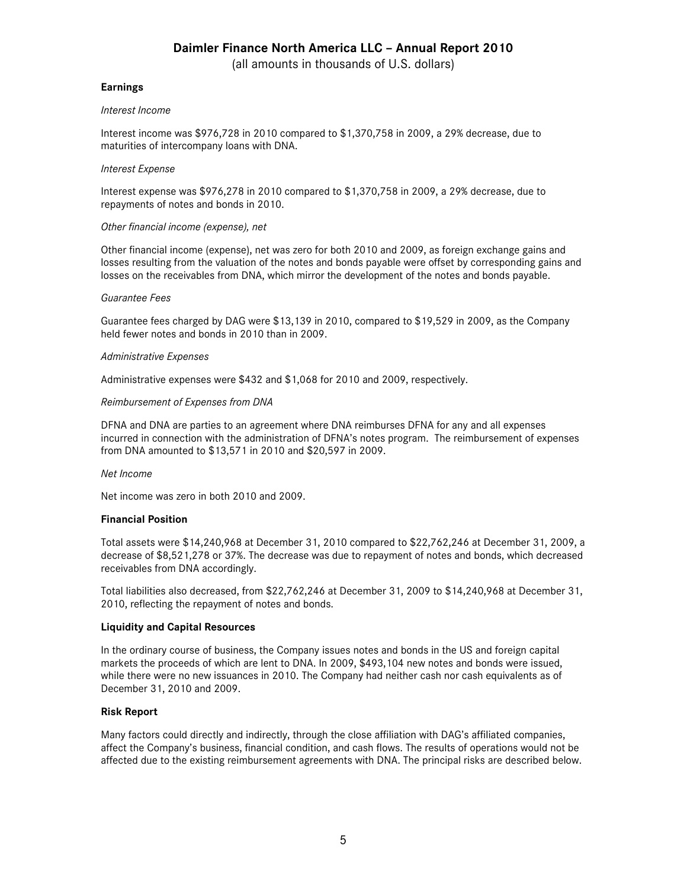# Daimler Finance North America LLC – Annual Report 2010

(all amounts in thousands of U.S. dollars)

### Earnings

*Interest Income*

Interest income was $976,728 in 2010 compared to $1,370,758 in 2009, a 29% decrease, due to maturities of intercompany loans with DNA.

*Interest Expense*

Interest expense was $976,278 in 2010 compared to $1,370,758 in 2009, a 29% decrease, due to repayments of notes and bonds in 2010.

*Other financial income (expense), net*

Other financial income (expense), net was zero for both 2010 and 2009, as foreign exchange gains and losses resulting from the valuation of the notes and bonds payable were offset by corresponding gains and losses on the receivables from DNA, which mirror the development of the notes and bonds payable.

*Guarantee Fees*

Guarantee fees charged by DAG were $13,139 in 2010, compared to $19,529 in 2009, as the Company held fewer notes and bonds in 2010 than in 2009.

*Administrative Expenses*

Administrative expenses were $432 and $1,068 for 2010 and 2009, respectively.

*Reimbursement of Expenses from DNA*

DFNA and DNA are parties to an agreement where DNA reimburses DFNA for any and all expenses incurred in connection with the administration of DFNA's notes program. The reimbursement of expenses from DNA amounted to $13,571 in 2010 and $20,597 in 2009.

*Net Income*

Net income was zero in both 2010 and 2009.

### Financial Position

Total assets were $14,240,968 at December 31, 2010 compared to $22,762,246 at December 31, 2009, a decrease of $8,521,278 or 37%. The decrease was due to repayment of notes and bonds, which decreased receivables from DNA accordingly.

Total liabilities also decreased, from $22,762,246 at December 31, 2009 to $14,240,968 at December 31, 2010, reflecting the repayment of notes and bonds.

### Liquidity and Capital Resources

In the ordinary course of business, the Company issues notes and bonds in the US and foreign capital markets the proceeds of which are lent to DNA. In 2009, $493,104 new notes and bonds were issued, while there were no new issuances in 2010. The Company had neither cash nor cash equivalents as of December 31, 2010 and 2009.

### Risk Report

Many factors could directly and indirectly, through the close affiliation with DAG's affiliated companies, affect the Company's business, financial condition, and cash flows. The results of operations would not be affected due to the existing reimbursement agreements with DNA. The principal risks are described below.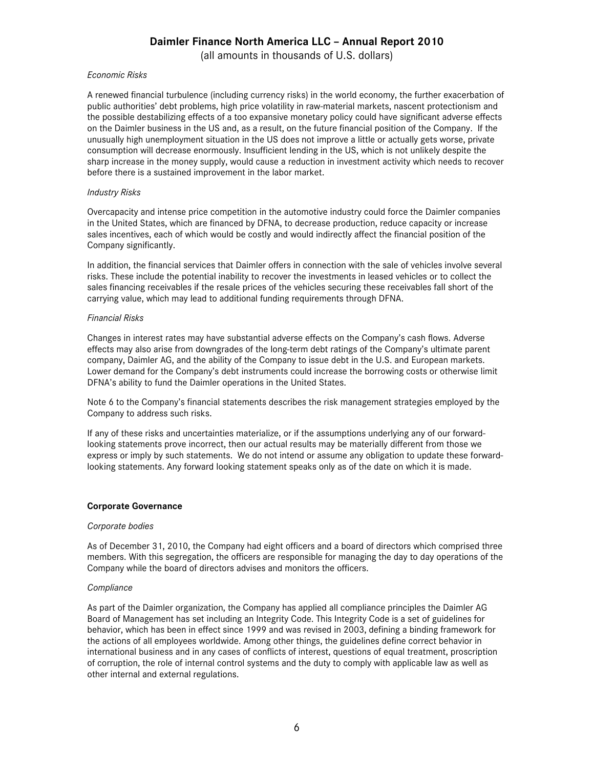*Economic Risks*

A renewed financial turbulence (including currency risks) in the world economy, the further exacerbation of public authorities' debt problems, high price volatility in raw-material markets, nascent protectionism and the possible destabilizing effects of a too expansive monetary policy could have significant adverse effects on the Daimler business in the US and, as a result, on the future financial position of the Company. If the unusually high unemployment situation in the US does not improve a little or actually gets worse, private consumption will decrease enormously. Insufficient lending in the US, which is not unlikely despite the sharp increase in the money supply, would cause a reduction in investment activity which needs to recover before there is a sustained improvement in the labor market.

*Industry Risks*

Overcapacity and intense price competition in the automotive industry could force the Daimler companies in the United States, which are financed by DFNA, to decrease production, reduce capacity or increase sales incentives, each of which would be costly and would indirectly affect the financial position of the Company significantly.

In addition, the financial services that Daimler offers in connection with the sale of vehicles involve several risks. These include the potential inability to recover the investments in leased vehicles or to collect the sales financing receivables if the resale prices of the vehicles securing these receivables fall short of the carrying value, which may lead to additional funding requirements through DFNA.

*Financial Risks*

Changes in interest rates may have substantial adverse effects on the Company's cash flows. Adverse effects may also arise from downgrades of the long-term debt ratings of the Company's ultimate parent company, Daimler AG, and the ability of the Company to issue debt in the U.S. and European markets. Lower demand for the Company's debt instruments could increase the borrowing costs or otherwise limit DFNA's ability to fund the Daimler operations in the United States.

Note 6 to the Company's financial statements describes the risk management strategies employed by the Company to address such risks.

If any of these risks and uncertainties materialize, or if the assumptions underlying any of our forward-looking statements prove incorrect, then our actual results may be materially different from those we express or imply by such statements. We do not intend or assume any obligation to update these forward-looking statements. Any forward looking statement speaks only as of the date on which it is made.

## Corporate Governance

*Corporate bodies*

As of December 31, 2010, the Company had eight officers and a board of directors which comprised three members. With this segregation, the officers are responsible for managing the day to day operations of the Company while the board of directors advises and monitors the officers.

*Compliance*

As part of the Daimler organization, the Company has applied all compliance principles the Daimler AG Board of Management has set including an Integrity Code. This Integrity Code is a set of guidelines for behavior, which has been in effect since 1999 and was revised in 2003, defining a binding framework for the actions of all employees worldwide. Among other things, the guidelines define correct behavior in international business and in any cases of conflicts of interest, questions of equal treatment, proscription of corruption, the role of internal control systems and the duty to comply with applicable law as well as other internal and external regulations.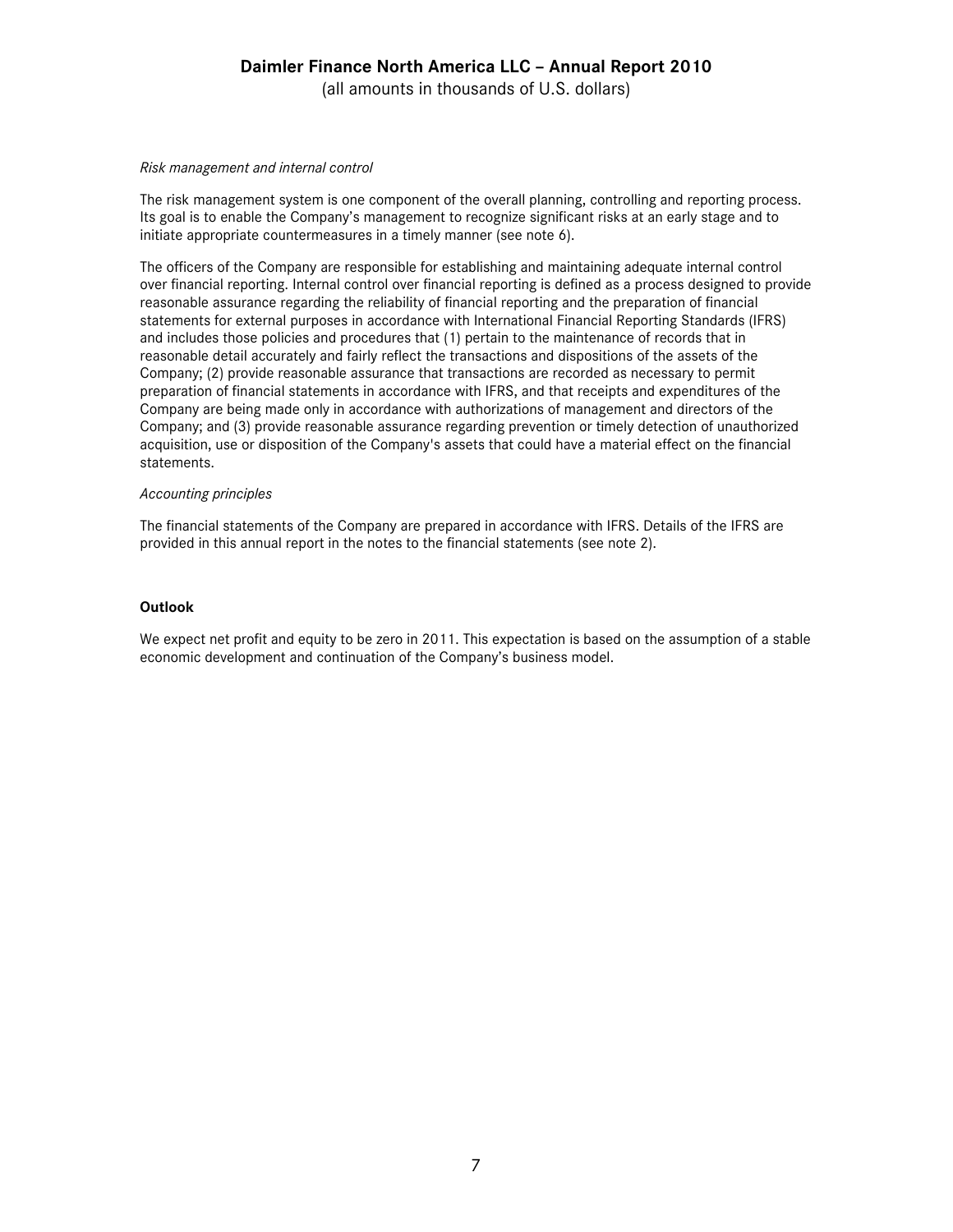*Risk management and internal control*

The risk management system is one component of the overall planning, controlling and reporting process. Its goal is to enable the Company's management to recognize significant risks at an early stage and to initiate appropriate countermeasures in a timely manner (see note 6).

The officers of the Company are responsible for establishing and maintaining adequate internal control over financial reporting. Internal control over financial reporting is defined as a process designed to provide reasonable assurance regarding the reliability of financial reporting and the preparation of financial statements for external purposes in accordance with International Financial Reporting Standards (IFRS) and includes those policies and procedures that (1) pertain to the maintenance of records that in reasonable detail accurately and fairly reflect the transactions and dispositions of the assets of the Company; (2) provide reasonable assurance that transactions are recorded as necessary to permit preparation of financial statements in accordance with IFRS, and that receipts and expenditures of the Company are being made only in accordance with authorizations of management and directors of the Company; and (3) provide reasonable assurance regarding prevention or timely detection of unauthorized acquisition, use or disposition of the Company's assets that could have a material effect on the financial statements.

*Accounting principles*

The financial statements of the Company are prepared in accordance with IFRS. Details of the IFRS are provided in this annual report in the notes to the financial statements (see note 2).

**Outlook**

We expect net profit and equity to be zero in 2011. This expectation is based on the assumption of a stable economic development and continuation of the Company's business model.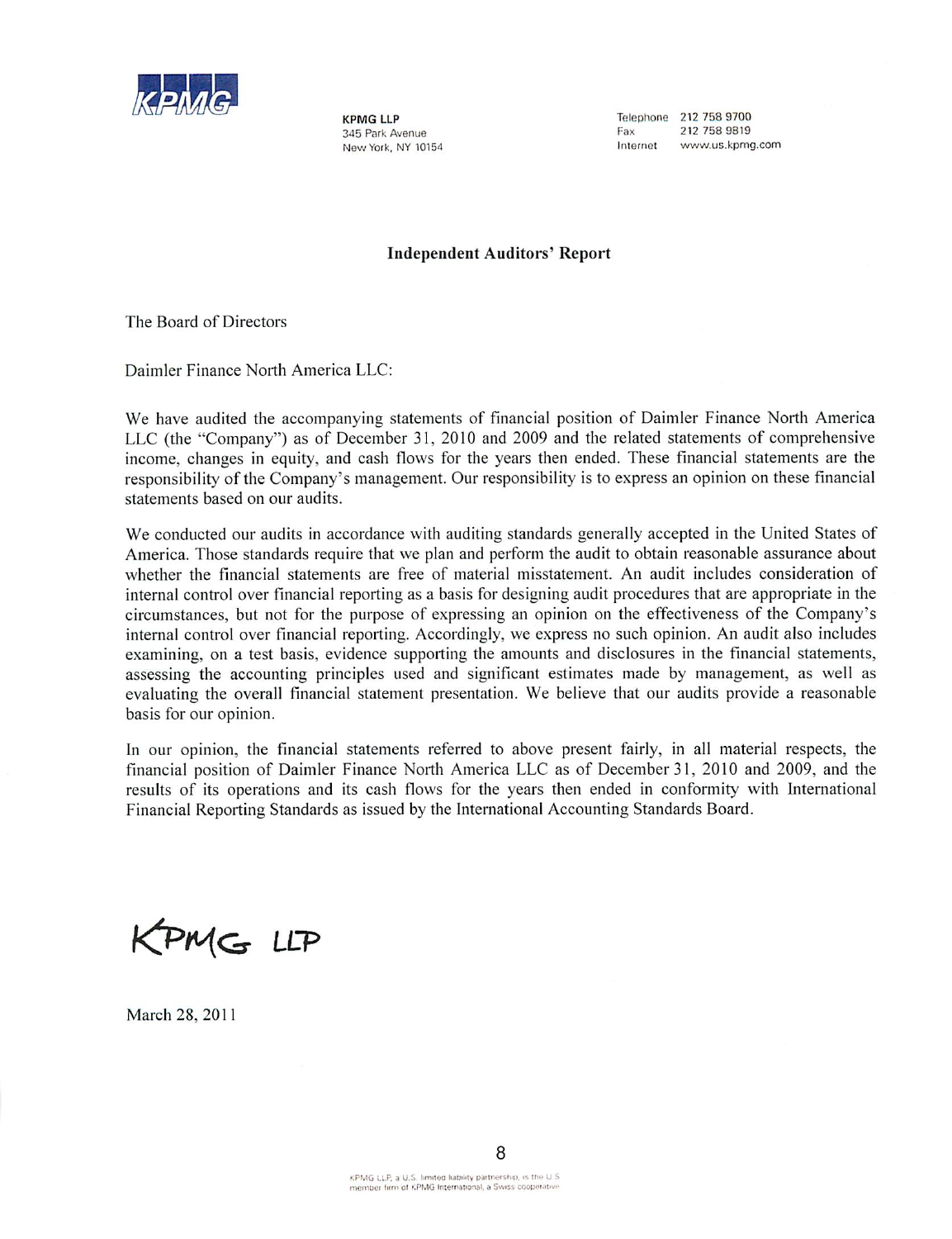KPMG LLP
345 Park Avenue
New York, NY 10154

Telephone 212 758 9700
Fax 212 758 9819
Internet www.us.kpmg.com

## Independent Auditors' Report

The Board of Directors

Daimler Finance North America LLC:

We have audited the accompanying statements of financial position of Daimler Finance North America LLC (the "Company") as of December 31, 2010 and 2009 and the related statements of comprehensive income, changes in equity, and cash flows for the years then ended. These financial statements are the responsibility of the Company's management. Our responsibility is to express an opinion on these financial statements based on our audits.

We conducted our audits in accordance with auditing standards generally accepted in the United States of America. Those standards require that we plan and perform the audit to obtain reasonable assurance about whether the financial statements are free of material misstatement. An audit includes consideration of internal control over financial reporting as a basis for designing audit procedures that are appropriate in the circumstances, but not for the purpose of expressing an opinion on the effectiveness of the Company's internal control over financial reporting. Accordingly, we express no such opinion. An audit also includes examining, on a test basis, evidence supporting the amounts and disclosures in the financial statements, assessing the accounting principles used and significant estimates made by management, as well as evaluating the overall financial statement presentation. We believe that our audits provide a reasonable basis for our opinion.

In our opinion, the financial statements referred to above present fairly, in all material respects, the financial position of Daimler Finance North America LLC as of December 31, 2010 and 2009, and the results of its operations and its cash flows for the years then ended in conformity with International Financial Reporting Standards as issued by the International Accounting Standards Board.

KPMG LLP

March 28, 2011

KPMG LLP, a U.S. limited liability partnership, is the U.S. member firm of KPMG International, a Swiss cooperative.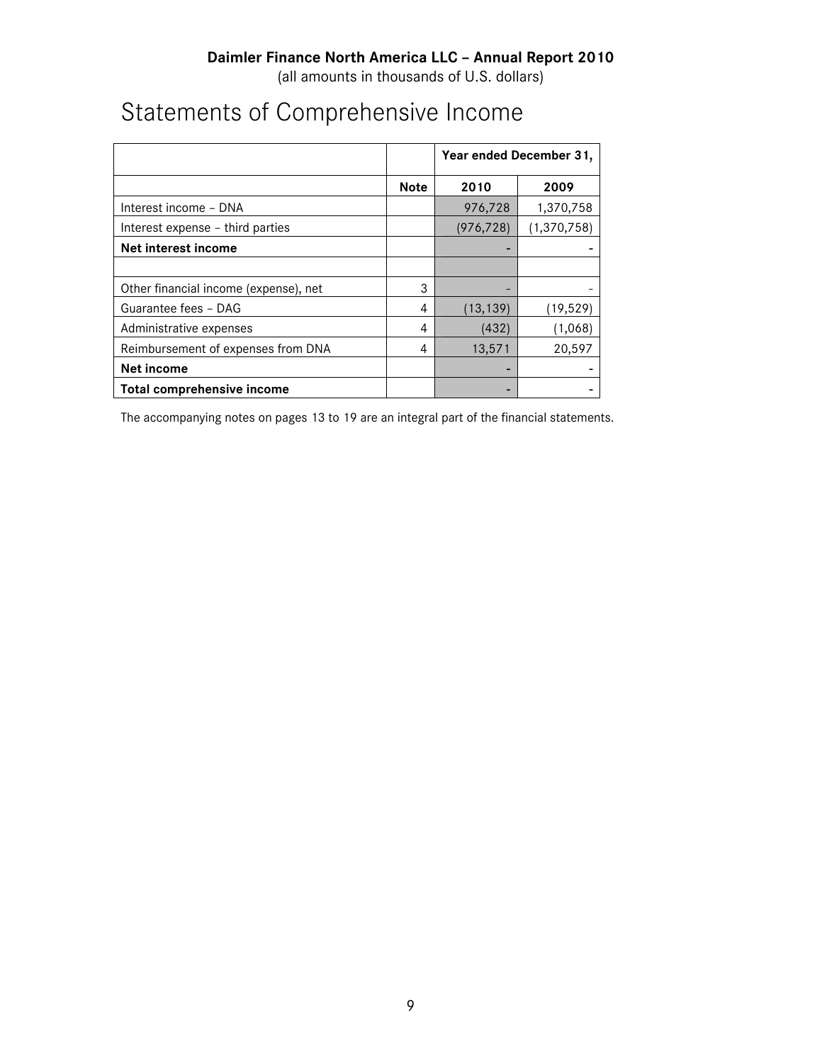Daimler Finance North America LLC – Annual Report 2010

(all amounts in thousands of U.S. dollars)

# Statements of Comprehensive Income

| | | Year ended December 31, | |
|---|---|---|---|
| | **Note** | **2010** | **2009** |
| Interest income – DNA | | 976,728 | 1,370,758 |
| Interest expense – third parties | | (976,728) | (1,370,758) |
| **Net interest income** | | - | - |
| | | | |
| Other financial income (expense), net | 3 | - | - |
| Guarantee fees – DAG | 4 | (13,139) | (19,529) |
| Administrative expenses | 4 | (432) | (1,068) |
| Reimbursement of expenses from DNA | 4 | 13,571 | 20,597 |
| **Net income** | | - | - |
| **Total comprehensive income** | | - | - |

The accompanying notes on pages 13 to 19 are an integral part of the financial statements.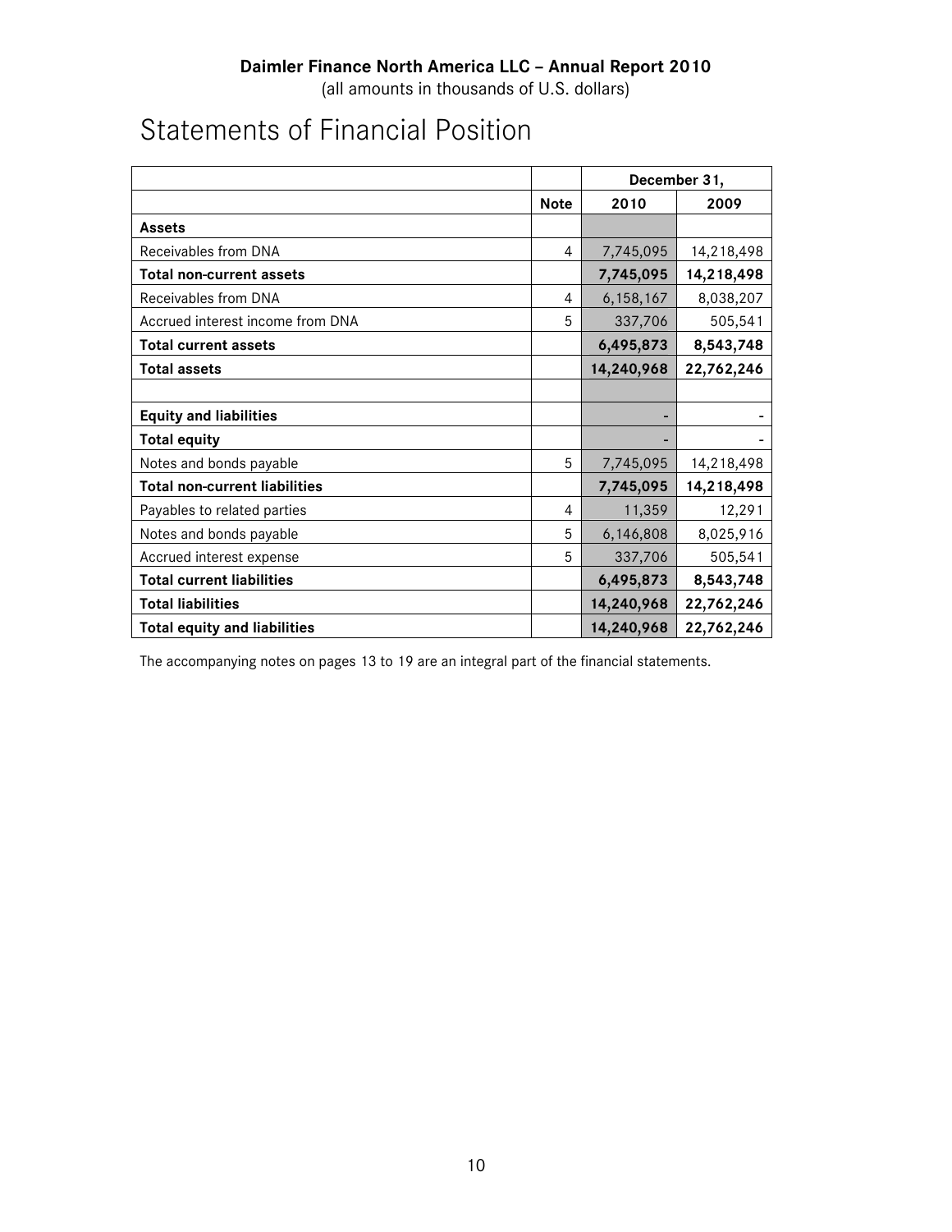**Daimler Finance North America LLC – Annual Report 2010**
(all amounts in thousands of U.S. dollars)

# Statements of Financial Position

| | | December 31, | |
|---|---|---|---|
| | **Note** | **2010** | **2009** |
| **Assets** | | | |
| Receivables from DNA | 4 | 7,745,095 | 14,218,498 |
| **Total non-current assets** | | **7,745,095** | **14,218,498** |
| Receivables from DNA | 4 | 6,158,167 | 8,038,207 |
| Accrued interest income from DNA | 5 | 337,706 | 505,541 |
| **Total current assets** | | **6,495,873** | **8,543,748** |
| **Total assets** | | **14,240,968** | **22,762,246** |
| | | | |
| **Equity and liabilities** | | - | - |
| **Total equity** | | - | - |
| Notes and bonds payable | 5 | 7,745,095 | 14,218,498 |
| **Total non-current liabilities** | | **7,745,095** | **14,218,498** |
| Payables to related parties | 4 | 11,359 | 12,291 |
| Notes and bonds payable | 5 | 6,146,808 | 8,025,916 |
| Accrued interest expense | 5 | 337,706 | 505,541 |
| **Total current liabilities** | | **6,495,873** | **8,543,748** |
| **Total liabilities** | | **14,240,968** | **22,762,246** |
| **Total equity and liabilities** | | **14,240,968** | **22,762,246** |

The accompanying notes on pages 13 to 19 are an integral part of the financial statements.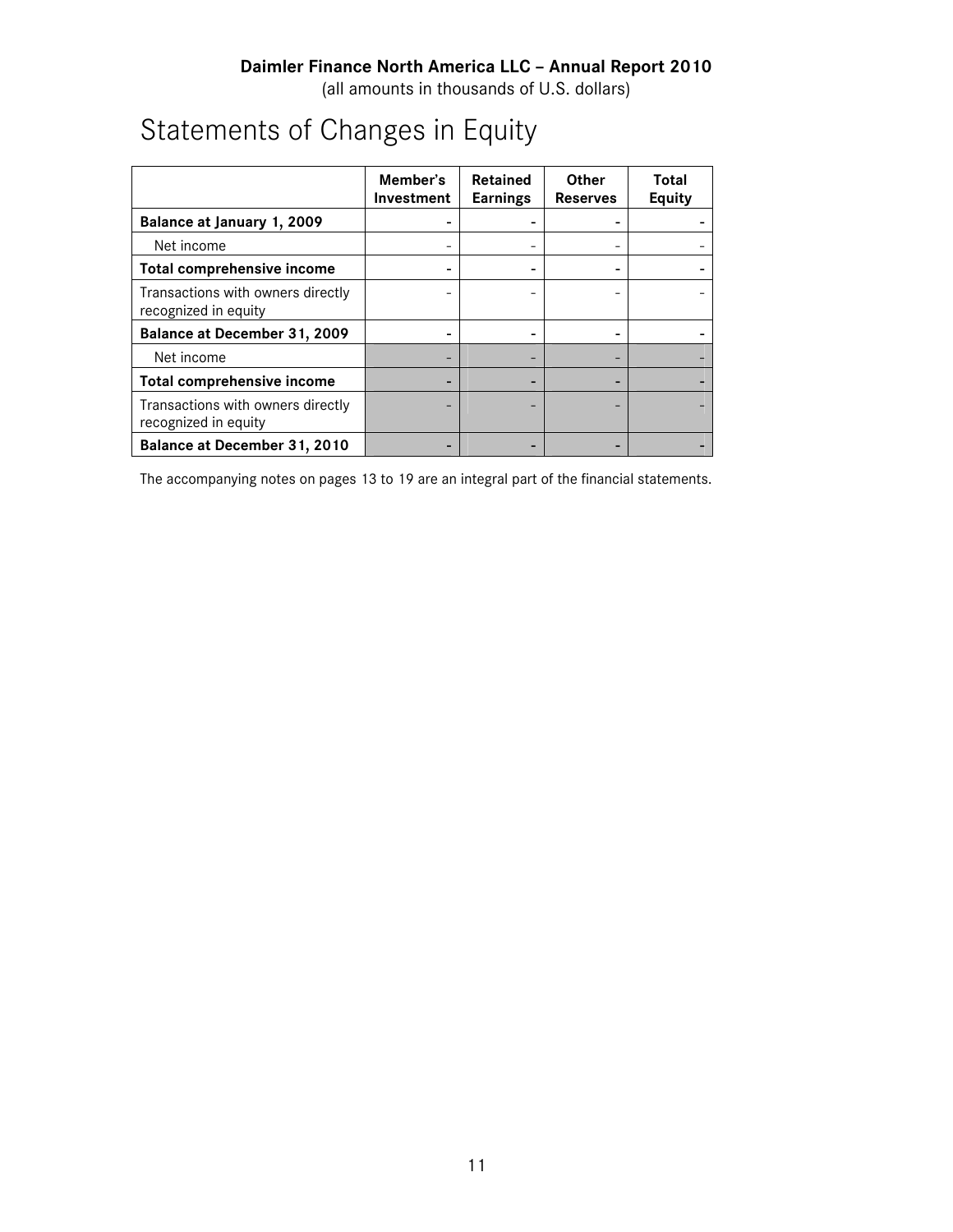Daimler Finance North America LLC – Annual Report 2010
(all amounts in thousands of U.S. dollars)

# Statements of Changes in Equity

| | Member's Investment | Retained Earnings | Other Reserves | Total Equity |
|---|---|---|---|---|
| **Balance at January 1, 2009** | **-** | **-** | **-** | **-** |
| Net income | - | - | - | - |
| **Total comprehensive income** | **-** | **-** | **-** | **-** |
| Transactions with owners directly recognized in equity | - | - | - | - |
| **Balance at December 31, 2009** | **-** | **-** | **-** | **-** |
| Net income | - | - | - | - |
| **Total comprehensive income** | **-** | **-** | **-** | **-** |
| Transactions with owners directly recognized in equity | - | - | - | - |
| **Balance at December 31, 2010** | **-** | **-** | **-** | **-** |

The accompanying notes on pages 13 to 19 are an integral part of the financial statements.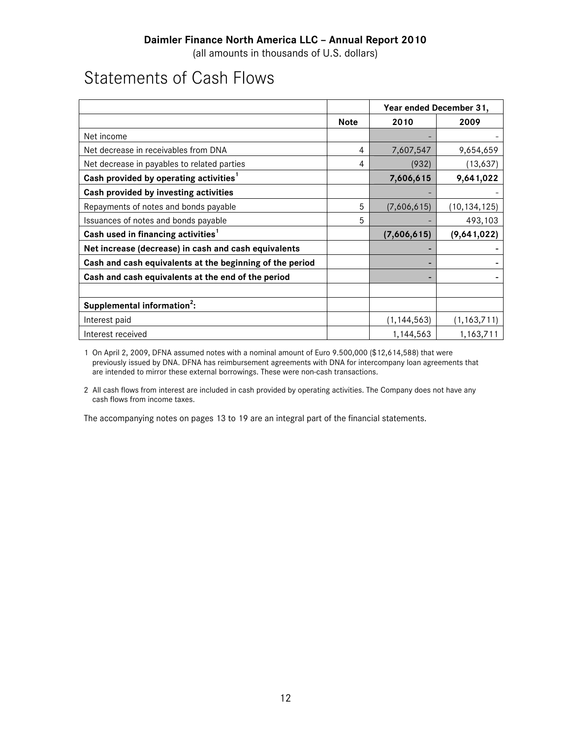**Daimler Finance North America LLC – Annual Report 2010**
(all amounts in thousands of U.S. dollars)

# Statements of Cash Flows

| | | Year ended December 31, | |
|---|---|---|---|
| | **Note** | **2010** | **2009** |
| Net income | | - | - |
| Net decrease in receivables from DNA | 4 | 7,607,547 | 9,654,659 |
| Net decrease in payables to related parties | 4 | (932) | (13,637) |
| **Cash provided by operating activities[1]** | | **7,606,615** | **9,641,022** |
| **Cash provided by investing activities** | | - | - |
| Repayments of notes and bonds payable | 5 | (7,606,615) | (10,134,125) |
| Issuances of notes and bonds payable | 5 | - | 493,103 |
| **Cash used in financing activities[1]** | | **(7,606,615)** | **(9,641,022)** |
| **Net increase (decrease) in cash and cash equivalents** | | **-** | **-** |
| **Cash and cash equivalents at the beginning of the period** | | **-** | **-** |
| **Cash and cash equivalents at the end of the period** | | **-** | **-** |
| | | | |
| **Supplemental information[2]:** | | | |
| Interest paid | | (1,144,563) | (1,163,711) |
| Interest received | | 1,144,563 | 1,163,711 |

1 On April 2, 2009, DFNA assumed notes with a nominal amount of Euro 9.500,000 ($12,614,588) that were previously issued by DNA. DFNA has reimbursement agreements with DNA for intercompany loan agreements that are intended to mirror these external borrowings. These were non-cash transactions.

2 All cash flows from interest are included in cash provided by operating activities. The Company does not have any cash flows from income taxes.

The accompanying notes on pages 13 to 19 are an integral part of the financial statements.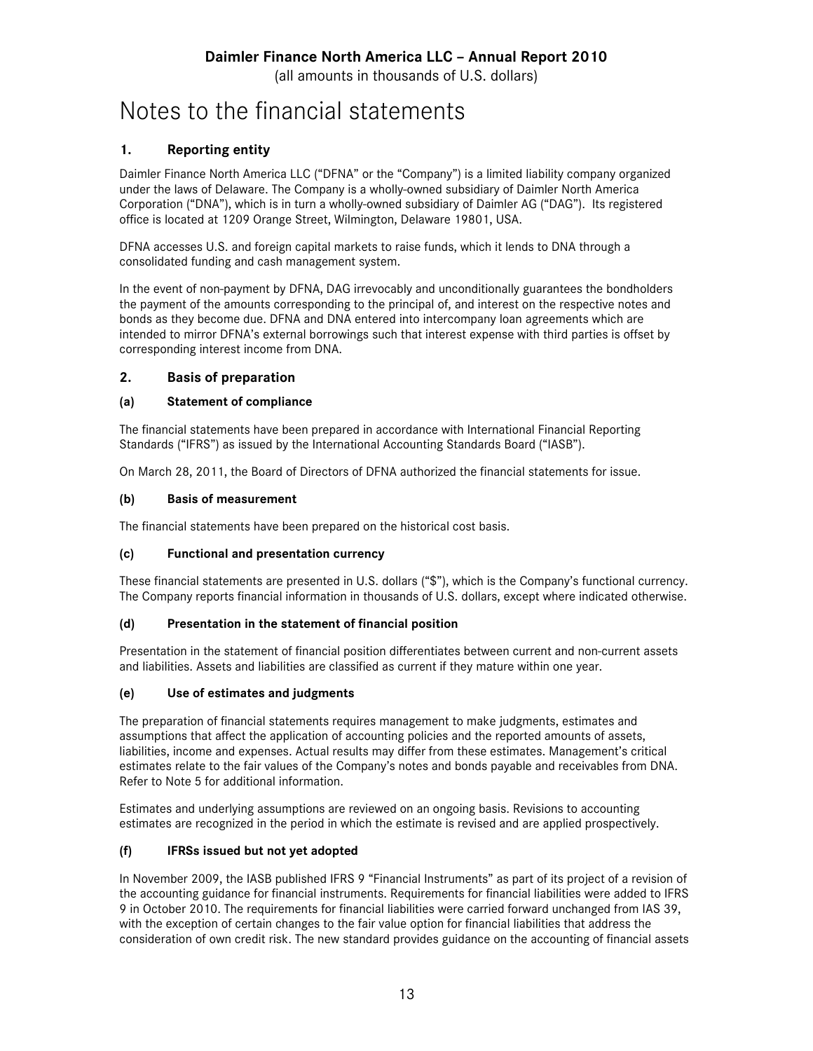# Notes to the financial statements

## 1. Reporting entity

Daimler Finance North America LLC ("DFNA" or the "Company") is a limited liability company organized under the laws of Delaware. The Company is a wholly-owned subsidiary of Daimler North America Corporation ("DNA"), which is in turn a wholly-owned subsidiary of Daimler AG ("DAG"). Its registered office is located at 1209 Orange Street, Wilmington, Delaware 19801, USA.

DFNA accesses U.S. and foreign capital markets to raise funds, which it lends to DNA through a consolidated funding and cash management system.

In the event of non-payment by DFNA, DAG irrevocably and unconditionally guarantees the bondholders the payment of the amounts corresponding to the principal of, and interest on the respective notes and bonds as they become due. DFNA and DNA entered into intercompany loan agreements which are intended to mirror DFNA's external borrowings such that interest expense with third parties is offset by corresponding interest income from DNA.

## 2. Basis of preparation

### (a) Statement of compliance

The financial statements have been prepared in accordance with International Financial Reporting Standards ("IFRS") as issued by the International Accounting Standards Board ("IASB").

On March 28, 2011, the Board of Directors of DFNA authorized the financial statements for issue.

### (b) Basis of measurement

The financial statements have been prepared on the historical cost basis.

### (c) Functional and presentation currency

These financial statements are presented in U.S. dollars ("$"), which is the Company's functional currency. The Company reports financial information in thousands of U.S. dollars, except where indicated otherwise.

### (d) Presentation in the statement of financial position

Presentation in the statement of financial position differentiates between current and non-current assets and liabilities. Assets and liabilities are classified as current if they mature within one year.

### (e) Use of estimates and judgments

The preparation of financial statements requires management to make judgments, estimates and assumptions that affect the application of accounting policies and the reported amounts of assets, liabilities, income and expenses. Actual results may differ from these estimates. Management's critical estimates relate to the fair values of the Company's notes and bonds payable and receivables from DNA. Refer to Note 5 for additional information.

Estimates and underlying assumptions are reviewed on an ongoing basis. Revisions to accounting estimates are recognized in the period in which the estimate is revised and are applied prospectively.

### (f) IFRSs issued but not yet adopted

In November 2009, the IASB published IFRS 9 "Financial Instruments" as part of its project of a revision of the accounting guidance for financial instruments. Requirements for financial liabilities were added to IFRS 9 in October 2010. The requirements for financial liabilities were carried forward unchanged from IAS 39, with the exception of certain changes to the fair value option for financial liabilities that address the consideration of own credit risk. The new standard provides guidance on the accounting of financial assets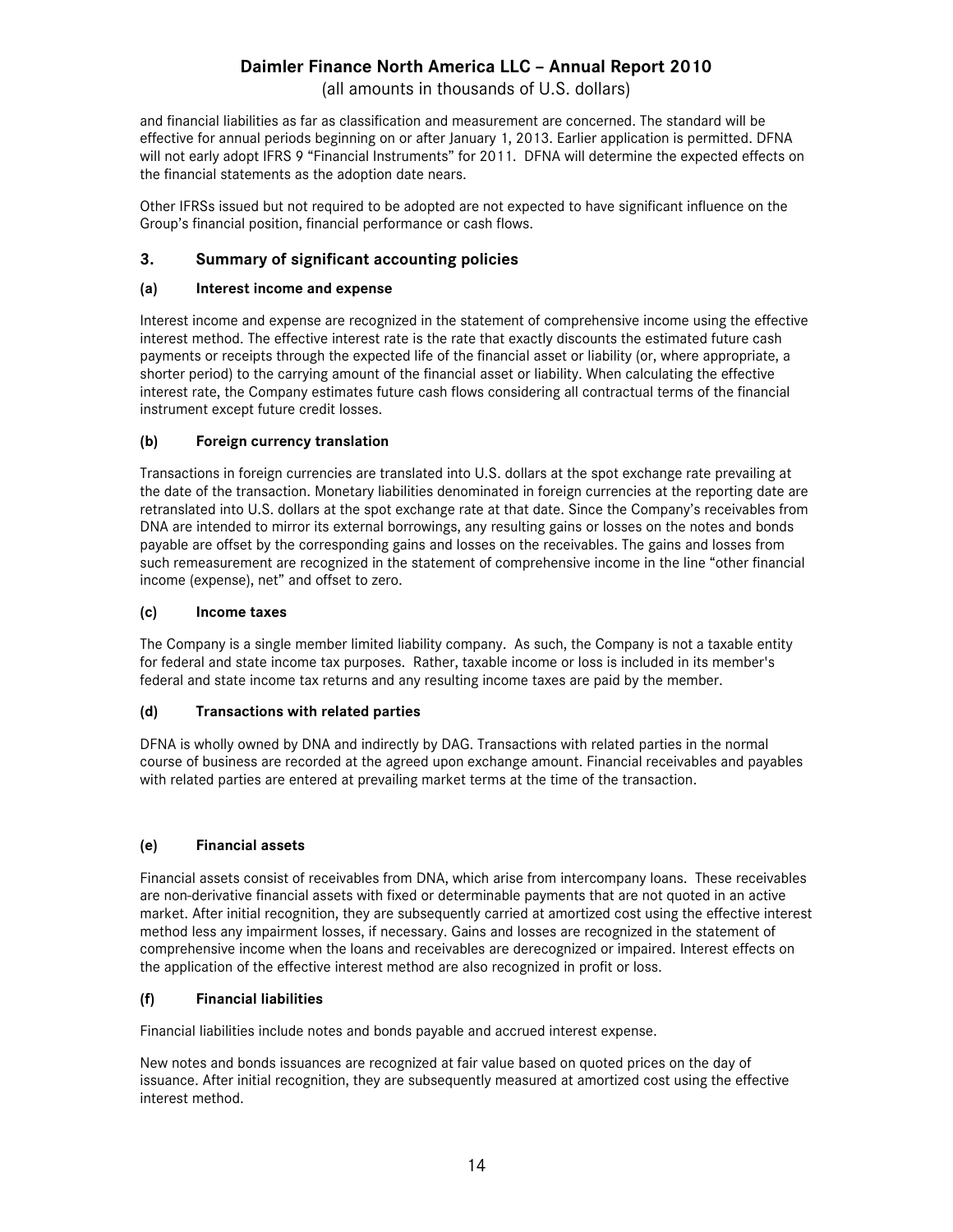and financial liabilities as far as classification and measurement are concerned. The standard will be effective for annual periods beginning on or after January 1, 2013. Earlier application is permitted. DFNA will not early adopt IFRS 9 "Financial Instruments" for 2011. DFNA will determine the expected effects on the financial statements as the adoption date nears.

Other IFRSs issued but not required to be adopted are not expected to have significant influence on the Group's financial position, financial performance or cash flows.

## 3. Summary of significant accounting policies

### (a) Interest income and expense

Interest income and expense are recognized in the statement of comprehensive income using the effective interest method. The effective interest rate is the rate that exactly discounts the estimated future cash payments or receipts through the expected life of the financial asset or liability (or, where appropriate, a shorter period) to the carrying amount of the financial asset or liability. When calculating the effective interest rate, the Company estimates future cash flows considering all contractual terms of the financial instrument except future credit losses.

### (b) Foreign currency translation

Transactions in foreign currencies are translated into U.S. dollars at the spot exchange rate prevailing at the date of the transaction. Monetary liabilities denominated in foreign currencies at the reporting date are retranslated into U.S. dollars at the spot exchange rate at that date. Since the Company's receivables from DNA are intended to mirror its external borrowings, any resulting gains or losses on the notes and bonds payable are offset by the corresponding gains and losses on the receivables. The gains and losses from such remeasurement are recognized in the statement of comprehensive income in the line "other financial income (expense), net" and offset to zero.

### (c) Income taxes

The Company is a single member limited liability company. As such, the Company is not a taxable entity for federal and state income tax purposes. Rather, taxable income or loss is included in its member's federal and state income tax returns and any resulting income taxes are paid by the member.

### (d) Transactions with related parties

DFNA is wholly owned by DNA and indirectly by DAG. Transactions with related parties in the normal course of business are recorded at the agreed upon exchange amount. Financial receivables and payables with related parties are entered at prevailing market terms at the time of the transaction.

### (e) Financial assets

Financial assets consist of receivables from DNA, which arise from intercompany loans. These receivables are non-derivative financial assets with fixed or determinable payments that are not quoted in an active market. After initial recognition, they are subsequently carried at amortized cost using the effective interest method less any impairment losses, if necessary. Gains and losses are recognized in the statement of comprehensive income when the loans and receivables are derecognized or impaired. Interest effects on the application of the effective interest method are also recognized in profit or loss.

### (f) Financial liabilities

Financial liabilities include notes and bonds payable and accrued interest expense.

New notes and bonds issuances are recognized at fair value based on quoted prices on the day of issuance. After initial recognition, they are subsequently measured at amortized cost using the effective interest method.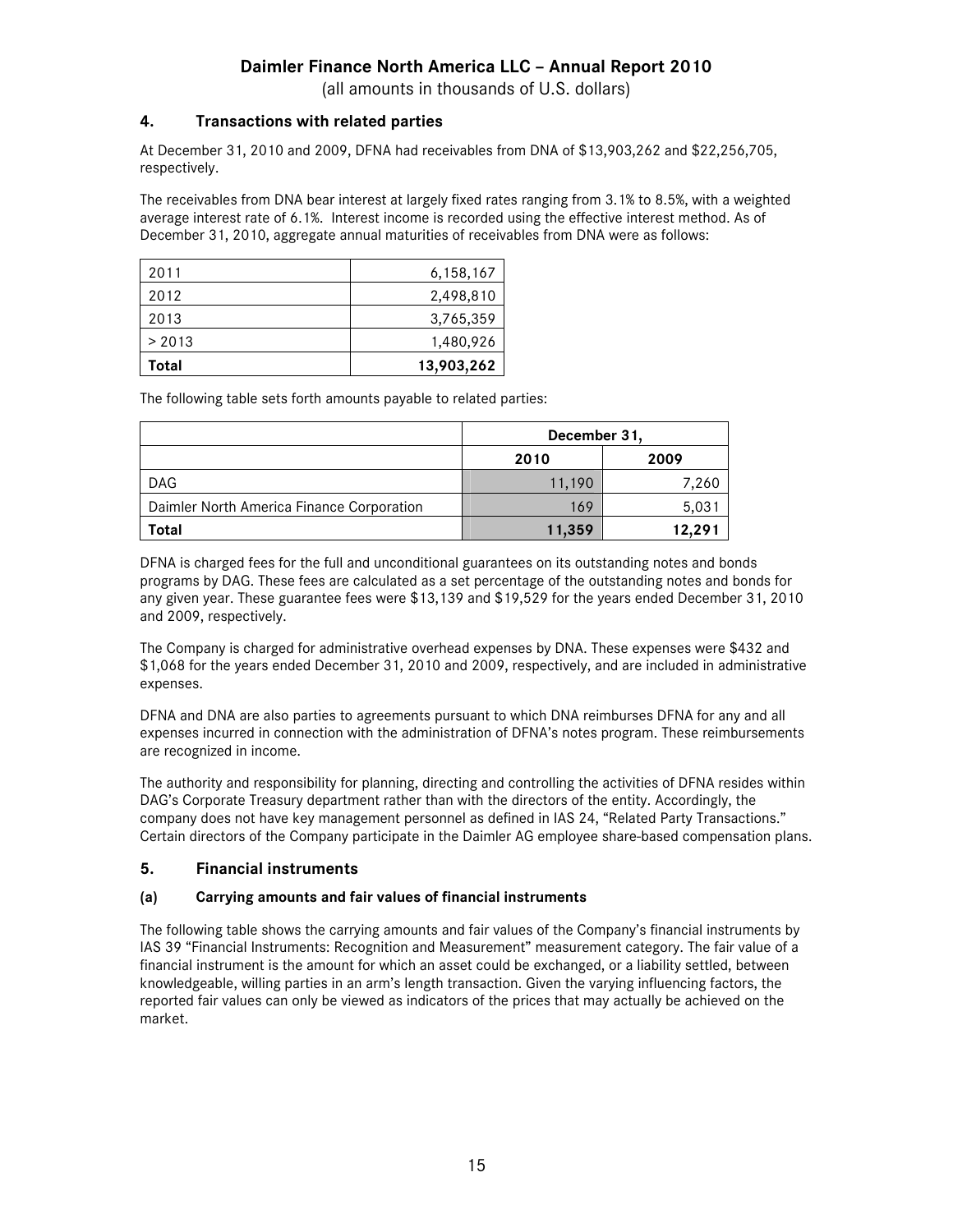## 4. Transactions with related parties

At December 31, 2010 and 2009, DFNA had receivables from DNA of $13,903,262 and $22,256,705, respectively.

The receivables from DNA bear interest at largely fixed rates ranging from 3.1% to 8.5%, with a weighted average interest rate of 6.1%. Interest income is recorded using the effective interest method. As of December 31, 2010, aggregate annual maturities of receivables from DNA were as follows:

| | |
|---|---|
| 2011 | 6,158,167 |
| 2012 | 2,498,810 |
| 2013 | 3,765,359 |
| > 2013 | 1,480,926 |
| **Total** | **13,903,262** |

The following table sets forth amounts payable to related parties:

| | December 31, | |
|---|---|---|
| | 2010 | 2009 |
| DAG | 11,190 | 7,260 |
| Daimler North America Finance Corporation | 169 | 5,031 |
| **Total** | **11,359** | **12,291** |

DFNA is charged fees for the full and unconditional guarantees on its outstanding notes and bonds programs by DAG. These fees are calculated as a set percentage of the outstanding notes and bonds for any given year. These guarantee fees were $13,139 and $19,529 for the years ended December 31, 2010 and 2009, respectively.

The Company is charged for administrative overhead expenses by DNA. These expenses were $432 and $1,068 for the years ended December 31, 2010 and 2009, respectively, and are included in administrative expenses.

DFNA and DNA are also parties to agreements pursuant to which DNA reimburses DFNA for any and all expenses incurred in connection with the administration of DFNA's notes program. These reimbursements are recognized in income.

The authority and responsibility for planning, directing and controlling the activities of DFNA resides within DAG's Corporate Treasury department rather than with the directors of the entity. Accordingly, the company does not have key management personnel as defined in IAS 24, "Related Party Transactions." Certain directors of the Company participate in the Daimler AG employee share-based compensation plans.

## 5. Financial instruments

### (a) Carrying amounts and fair values of financial instruments

The following table shows the carrying amounts and fair values of the Company's financial instruments by IAS 39 "Financial Instruments: Recognition and Measurement" measurement category. The fair value of a financial instrument is the amount for which an asset could be exchanged, or a liability settled, between knowledgeable, willing parties in an arm's length transaction. Given the varying influencing factors, the reported fair values can only be viewed as indicators of the prices that may actually be achieved on the market.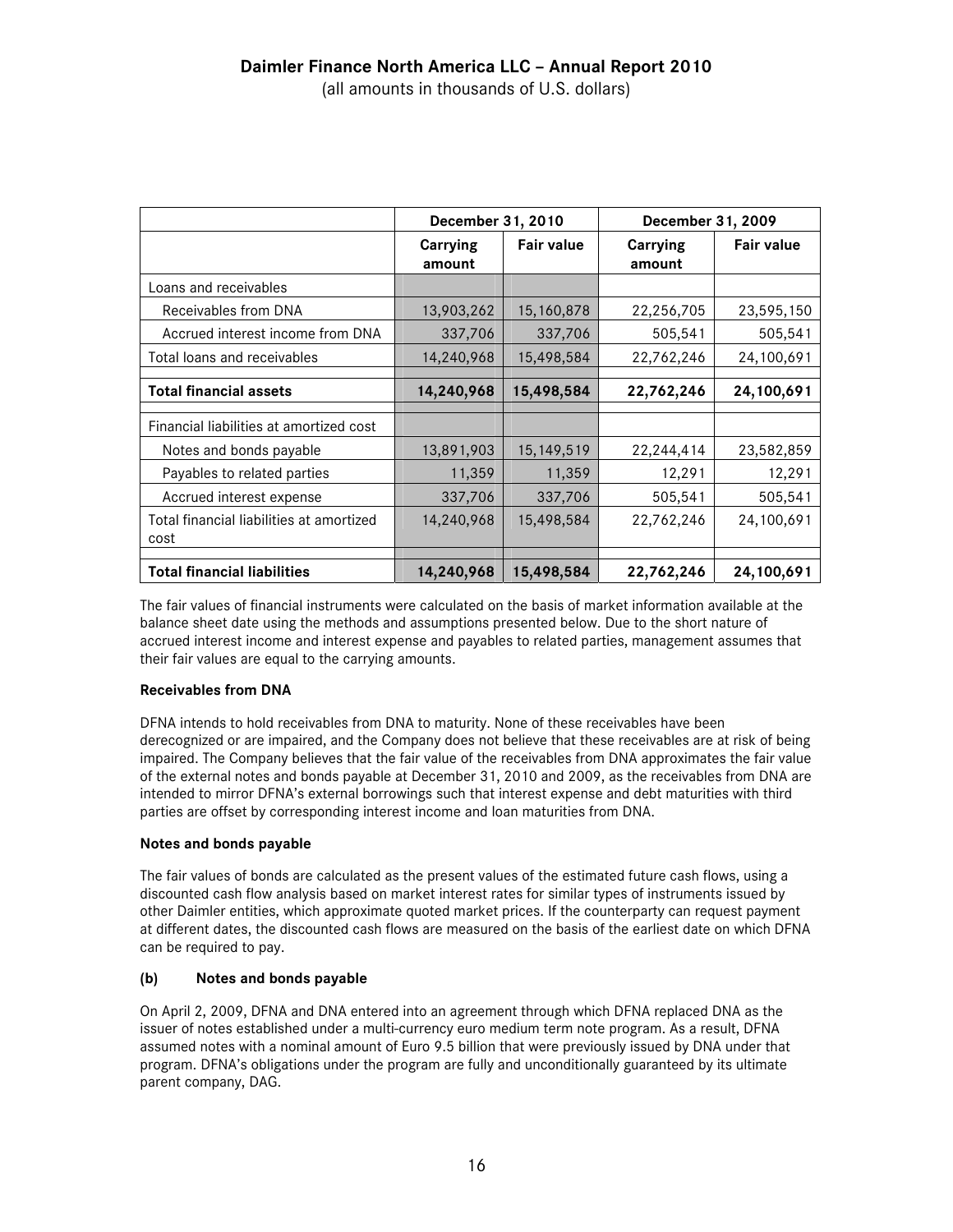| | December 31, 2010 | | December 31, 2009 | |
|---|---|---|---|---|
| | Carrying amount | Fair value | Carrying amount | Fair value |
| Loans and receivables | | | | |
| Receivables from DNA | 13,903,262 | 15,160,878 | 22,256,705 | 23,595,150 |
| Accrued interest income from DNA | 337,706 | 337,706 | 505,541 | 505,541 |
| Total loans and receivables | 14,240,968 | 15,498,584 | 22,762,246 | 24,100,691 |
| **Total financial assets** | **14,240,968** | **15,498,584** | **22,762,246** | **24,100,691** |
| Financial liabilities at amortized cost | | | | |
| Notes and bonds payable | 13,891,903 | 15,149,519 | 22,244,414 | 23,582,859 |
| Payables to related parties | 11,359 | 11,359 | 12,291 | 12,291 |
| Accrued interest expense | 337,706 | 337,706 | 505,541 | 505,541 |
| Total financial liabilities at amortized cost | 14,240,968 | 15,498,584 | 22,762,246 | 24,100,691 |
| **Total financial liabilities** | **14,240,968** | **15,498,584** | **22,762,246** | **24,100,691** |

The fair values of financial instruments were calculated on the basis of market information available at the balance sheet date using the methods and assumptions presented below. Due to the short nature of accrued interest income and interest expense and payables to related parties, management assumes that their fair values are equal to the carrying amounts.

**Receivables from DNA**

DFNA intends to hold receivables from DNA to maturity. None of these receivables have been derecognized or are impaired, and the Company does not believe that these receivables are at risk of being impaired. The Company believes that the fair value of the receivables from DNA approximates the fair value of the external notes and bonds payable at December 31, 2010 and 2009, as the receivables from DNA are intended to mirror DFNA's external borrowings such that interest expense and debt maturities with third parties are offset by corresponding interest income and loan maturities from DNA.

**Notes and bonds payable**

The fair values of bonds are calculated as the present values of the estimated future cash flows, using a discounted cash flow analysis based on market interest rates for similar types of instruments issued by other Daimler entities, which approximate quoted market prices. If the counterparty can request payment at different dates, the discounted cash flows are measured on the basis of the earliest date on which DFNA can be required to pay.

**(b) Notes and bonds payable**

On April 2, 2009, DFNA and DNA entered into an agreement through which DFNA replaced DNA as the issuer of notes established under a multi-currency euro medium term note program. As a result, DFNA assumed notes with a nominal amount of Euro 9.5 billion that were previously issued by DNA under that program. DFNA's obligations under the program are fully and unconditionally guaranteed by its ultimate parent company, DAG.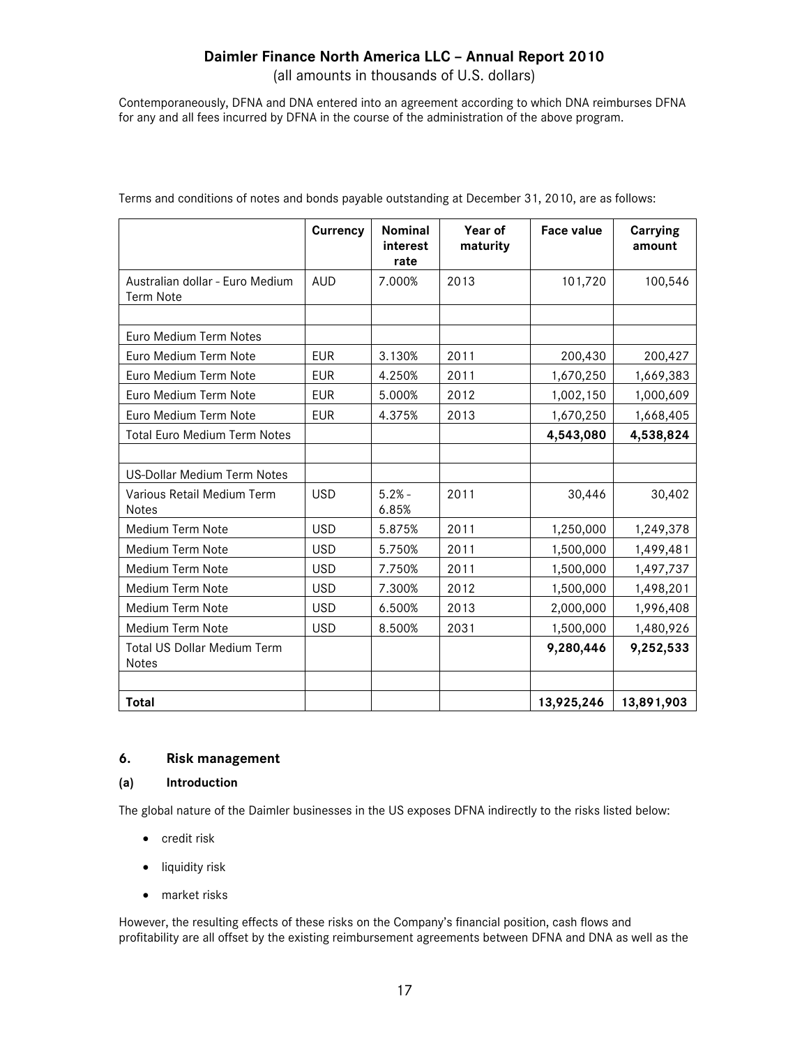Contemporaneously, DFNA and DNA entered into an agreement according to which DNA reimburses DFNA for any and all fees incurred by DFNA in the course of the administration of the above program.

Terms and conditions of notes and bonds payable outstanding at December 31, 2010, are as follows:

| | Currency | Nominal interest rate | Year of maturity | Face value | Carrying amount |
|---|---|---|---|---|---|
| Australian dollar - Euro Medium Term Note | AUD | 7.000% | 2013 | 101,720 | 100,546 |
| | | | | | |
| Euro Medium Term Notes | | | | | |
| Euro Medium Term Note | EUR | 3.130% | 2011 | 200,430 | 200,427 |
| Euro Medium Term Note | EUR | 4.250% | 2011 | 1,670,250 | 1,669,383 |
| Euro Medium Term Note | EUR | 5.000% | 2012 | 1,002,150 | 1,000,609 |
| Euro Medium Term Note | EUR | 4.375% | 2013 | 1,670,250 | 1,668,405 |
| Total Euro Medium Term Notes | | | | **4,543,080** | **4,538,824** |
| | | | | | |
| US-Dollar Medium Term Notes | | | | | |
| Various Retail Medium Term Notes | USD | 5.2% - 6.85% | 2011 | 30,446 | 30,402 |
| Medium Term Note | USD | 5.875% | 2011 | 1,250,000 | 1,249,378 |
| Medium Term Note | USD | 5.750% | 2011 | 1,500,000 | 1,499,481 |
| Medium Term Note | USD | 7.750% | 2011 | 1,500,000 | 1,497,737 |
| Medium Term Note | USD | 7.300% | 2012 | 1,500,000 | 1,498,201 |
| Medium Term Note | USD | 6.500% | 2013 | 2,000,000 | 1,996,408 |
| Medium Term Note | USD | 8.500% | 2031 | 1,500,000 | 1,480,926 |
| Total US Dollar Medium Term Notes | | | | **9,280,446** | **9,252,533** |
| | | | | | |
| **Total** | | | | **13,925,246** | **13,891,903** |

## 6. Risk management

### (a) Introduction

The global nature of the Daimler businesses in the US exposes DFNA indirectly to the risks listed below:

- credit risk
- liquidity risk
- market risks

However, the resulting effects of these risks on the Company's financial position, cash flows and profitability are all offset by the existing reimbursement agreements between DFNA and DNA as well as the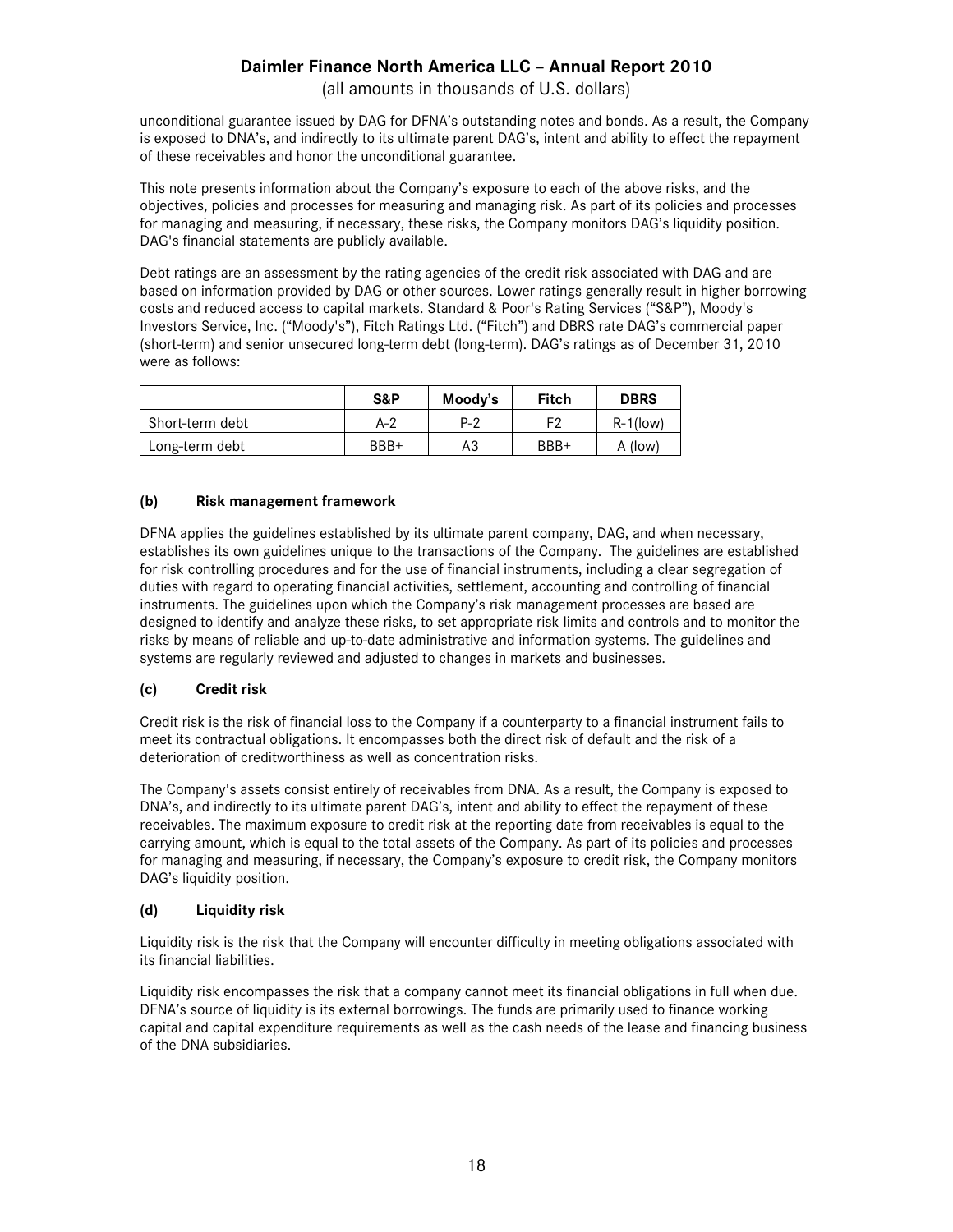unconditional guarantee issued by DAG for DFNA's outstanding notes and bonds. As a result, the Company is exposed to DNA's, and indirectly to its ultimate parent DAG's, intent and ability to effect the repayment of these receivables and honor the unconditional guarantee.

This note presents information about the Company's exposure to each of the above risks, and the objectives, policies and processes for measuring and managing risk. As part of its policies and processes for managing and measuring, if necessary, these risks, the Company monitors DAG's liquidity position. DAG's financial statements are publicly available.

Debt ratings are an assessment by the rating agencies of the credit risk associated with DAG and are based on information provided by DAG or other sources. Lower ratings generally result in higher borrowing costs and reduced access to capital markets. Standard & Poor's Rating Services ("S&P"), Moody's Investors Service, Inc. ("Moody's"), Fitch Ratings Ltd. ("Fitch") and DBRS rate DAG's commercial paper (short-term) and senior unsecured long-term debt (long-term). DAG's ratings as of December 31, 2010 were as follows:

| | S&P | Moody's | Fitch | DBRS |
|---|---|---|---|---|
| Short-term debt | A-2 | P-2 | F2 | R-1(low) |
| Long-term debt | BBB+ | A3 | BBB+ | A (low) |

### (b) Risk management framework

DFNA applies the guidelines established by its ultimate parent company, DAG, and when necessary, establishes its own guidelines unique to the transactions of the Company. The guidelines are established for risk controlling procedures and for the use of financial instruments, including a clear segregation of duties with regard to operating financial activities, settlement, accounting and controlling of financial instruments. The guidelines upon which the Company's risk management processes are based are designed to identify and analyze these risks, to set appropriate risk limits and controls and to monitor the risks by means of reliable and up-to-date administrative and information systems. The guidelines and systems are regularly reviewed and adjusted to changes in markets and businesses.

### (c) Credit risk

Credit risk is the risk of financial loss to the Company if a counterparty to a financial instrument fails to meet its contractual obligations. It encompasses both the direct risk of default and the risk of a deterioration of creditworthiness as well as concentration risks.

The Company's assets consist entirely of receivables from DNA. As a result, the Company is exposed to DNA's, and indirectly to its ultimate parent DAG's, intent and ability to effect the repayment of these receivables. The maximum exposure to credit risk at the reporting date from receivables is equal to the carrying amount, which is equal to the total assets of the Company. As part of its policies and processes for managing and measuring, if necessary, the Company's exposure to credit risk, the Company monitors DAG's liquidity position.

### (d) Liquidity risk

Liquidity risk is the risk that the Company will encounter difficulty in meeting obligations associated with its financial liabilities.

Liquidity risk encompasses the risk that a company cannot meet its financial obligations in full when due. DFNA's source of liquidity is its external borrowings. The funds are primarily used to finance working capital and capital expenditure requirements as well as the cash needs of the lease and financing business of the DNA subsidiaries.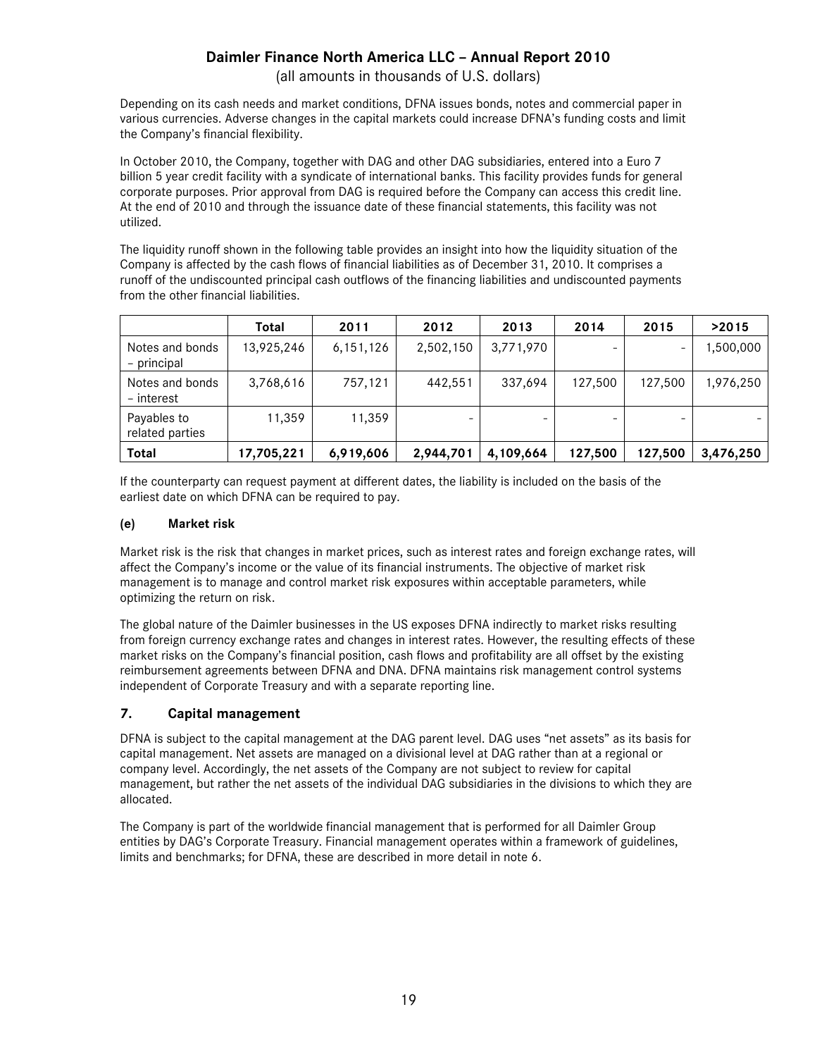Depending on its cash needs and market conditions, DFNA issues bonds, notes and commercial paper in various currencies. Adverse changes in the capital markets could increase DFNA's funding costs and limit the Company's financial flexibility.

In October 2010, the Company, together with DAG and other DAG subsidiaries, entered into a Euro 7 billion 5 year credit facility with a syndicate of international banks. This facility provides funds for general corporate purposes. Prior approval from DAG is required before the Company can access this credit line. At the end of 2010 and through the issuance date of these financial statements, this facility was not utilized.

The liquidity runoff shown in the following table provides an insight into how the liquidity situation of the Company is affected by the cash flows of financial liabilities as of December 31, 2010. It comprises a runoff of the undiscounted principal cash outflows of the financing liabilities and undiscounted payments from the other financial liabilities.

| | Total | 2011 | 2012 | 2013 | 2014 | 2015 | >2015 |
|---|---|---|---|---|---|---|---|
| Notes and bonds – principal | 13,925,246 | 6,151,126 | 2,502,150 | 3,771,970 | - | - | 1,500,000 |
| Notes and bonds – interest | 3,768,616 | 757,121 | 442,551 | 337,694 | 127,500 | 127,500 | 1,976,250 |
| Payables to related parties | 11,359 | 11,359 | - | - | - | - | - |
| **Total** | **17,705,221** | **6,919,606** | **2,944,701** | **4,109,664** | **127,500** | **127,500** | **3,476,250** |

If the counterparty can request payment at different dates, the liability is included on the basis of the earliest date on which DFNA can be required to pay.

#### (e) Market risk

Market risk is the risk that changes in market prices, such as interest rates and foreign exchange rates, will affect the Company's income or the value of its financial instruments. The objective of market risk management is to manage and control market risk exposures within acceptable parameters, while optimizing the return on risk.

The global nature of the Daimler businesses in the US exposes DFNA indirectly to market risks resulting from foreign currency exchange rates and changes in interest rates. However, the resulting effects of these market risks on the Company's financial position, cash flows and profitability are all offset by the existing reimbursement agreements between DFNA and DNA. DFNA maintains risk management control systems independent of Corporate Treasury and with a separate reporting line.

## 7. Capital management

DFNA is subject to the capital management at the DAG parent level. DAG uses "net assets" as its basis for capital management. Net assets are managed on a divisional level at DAG rather than at a regional or company level. Accordingly, the net assets of the Company are not subject to review for capital management, but rather the net assets of the individual DAG subsidiaries in the divisions to which they are allocated.

The Company is part of the worldwide financial management that is performed for all Daimler Group entities by DAG's Corporate Treasury. Financial management operates within a framework of guidelines, limits and benchmarks; for DFNA, these are described in more detail in note 6.